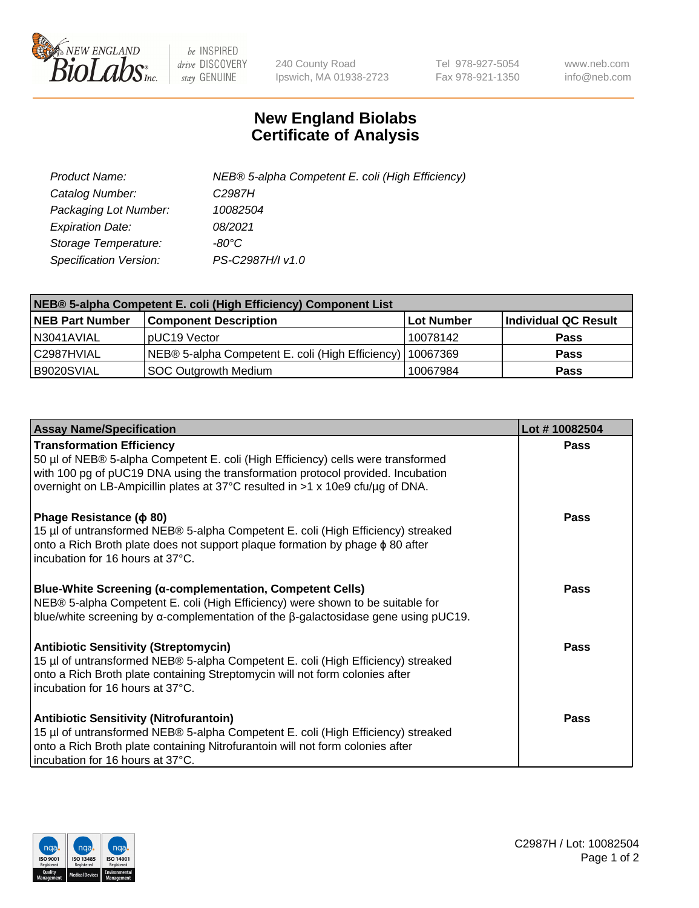New England Biolabs
240 County Road
Ipswich, MA 01938-2723
Tel 978-927-5054
Fax 978-921-1350
www.neb.com
info@neb.com

# New England Biolabs Certificate of Analysis

| | |
|---|---|
| *Product Name:* | *NEB® 5-alpha Competent E. coli (High Efficiency)* |
| *Catalog Number:* | *C2987H* |
| *Packaging Lot Number:* | *10082504* |
| *Expiration Date:* | *08/2021* |
| *Storage Temperature:* | *-80°C* |
| *Specification Version:* | *PS-C2987H/I v1.0* |

| **NEB® 5-alpha Competent E. coli (High Efficiency) Component List** | | | |
|---|---|---|---|
| **NEB Part Number** | **Component Description** | **Lot Number** | **Individual QC Result** |
| N3041AVIAL | pUC19 Vector | 10078142 | **Pass** |
| C2987HVIAL | NEB® 5-alpha Competent E. coli (High Efficiency) | 10067369 | **Pass** |
| B9020SVIAL | SOC Outgrowth Medium | 10067984 | **Pass** |

| **Assay Name/Specification** | **Lot # 10082504** |
|---|---|
| **Transformation Efficiency** 50 µl of NEB® 5-alpha Competent E. coli (High Efficiency) cells were transformed with 100 pg of pUC19 DNA using the transformation protocol provided. Incubation overnight on LB-Ampicillin plates at 37°C resulted in >1 x 10e9 cfu/µg of DNA. | **Pass** |
| **Phage Resistance (ϕ 80)** 15 µl of untransformed NEB® 5-alpha Competent E. coli (High Efficiency) streaked onto a Rich Broth plate does not support plaque formation by phage ϕ 80 after incubation for 16 hours at 37°C. | **Pass** |
| **Blue-White Screening (α-complementation, Competent Cells)** NEB® 5-alpha Competent E. coli (High Efficiency) were shown to be suitable for blue/white screening by α-complementation of the β-galactosidase gene using pUC19. | **Pass** |
| **Antibiotic Sensitivity (Streptomycin)** 15 µl of untransformed NEB® 5-alpha Competent E. coli (High Efficiency) streaked onto a Rich Broth plate containing Streptomycin will not form colonies after incubation for 16 hours at 37°C. | **Pass** |
| **Antibiotic Sensitivity (Nitrofurantoin)** 15 µl of untransformed NEB® 5-alpha Competent E. coli (High Efficiency) streaked onto a Rich Broth plate containing Nitrofurantoin will not form colonies after incubation for 16 hours at 37°C. | **Pass** |

C2987H / Lot: 10082504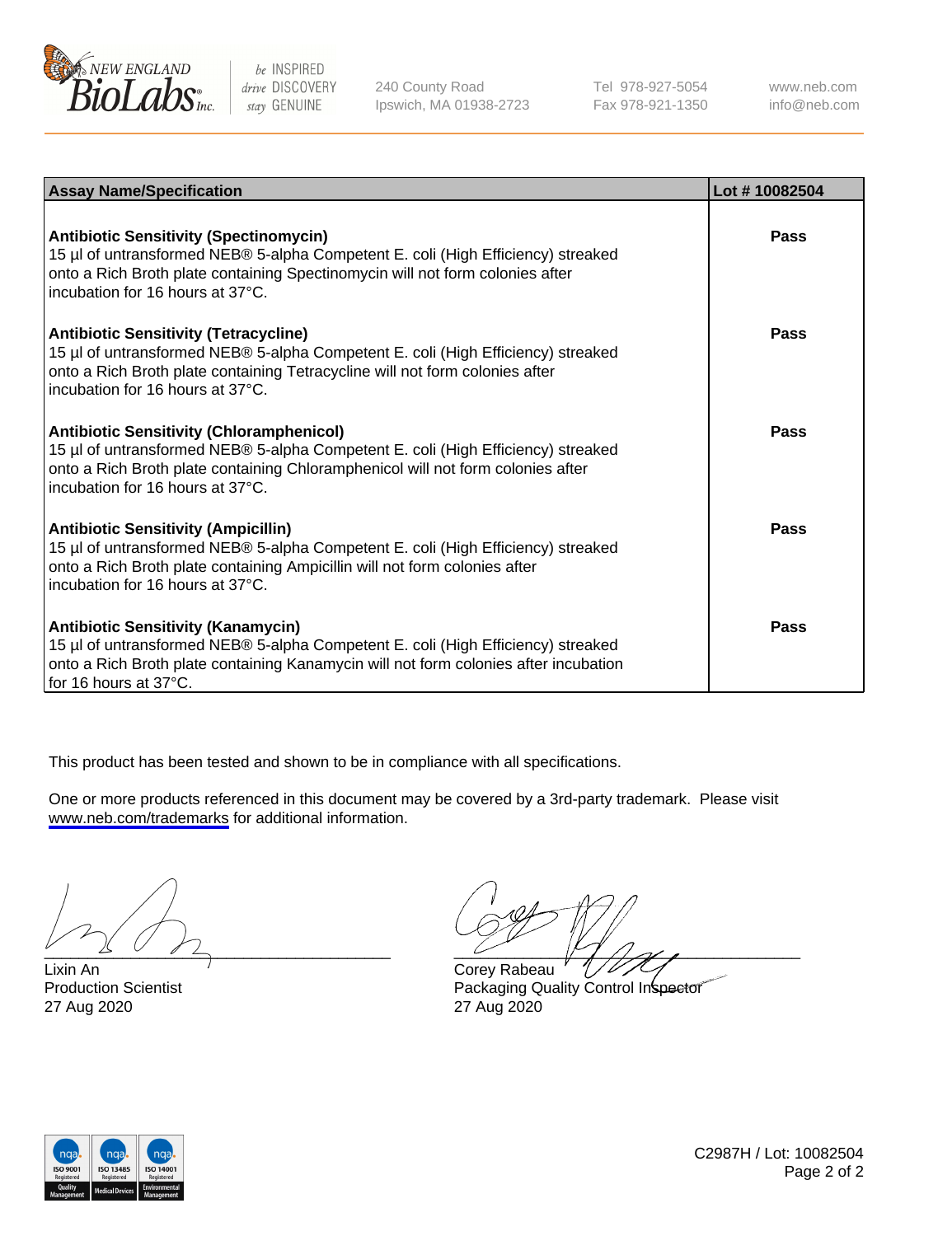| Assay Name/Specification | Lot # 10082504 |
| --- | --- |
| **Antibiotic Sensitivity (Spectinomycin)**<br>15 µl of untransformed NEB® 5-alpha Competent E. coli (High Efficiency) streaked onto a Rich Broth plate containing Spectinomycin will not form colonies after incubation for 16 hours at 37°C. | **Pass** |
| **Antibiotic Sensitivity (Tetracycline)**<br>15 µl of untransformed NEB® 5-alpha Competent E. coli (High Efficiency) streaked onto a Rich Broth plate containing Tetracycline will not form colonies after incubation for 16 hours at 37°C. | **Pass** |
| **Antibiotic Sensitivity (Chloramphenicol)**<br>15 µl of untransformed NEB® 5-alpha Competent E. coli (High Efficiency) streaked onto a Rich Broth plate containing Chloramphenicol will not form colonies after incubation for 16 hours at 37°C. | **Pass** |
| **Antibiotic Sensitivity (Ampicillin)**<br>15 µl of untransformed NEB® 5-alpha Competent E. coli (High Efficiency) streaked onto a Rich Broth plate containing Ampicillin will not form colonies after incubation for 16 hours at 37°C. | **Pass** |
| **Antibiotic Sensitivity (Kanamycin)**<br>15 µl of untransformed NEB® 5-alpha Competent E. coli (High Efficiency) streaked onto a Rich Broth plate containing Kanamycin will not form colonies after incubation for 16 hours at 37°C. | **Pass** |

This product has been tested and shown to be in compliance with all specifications.

One or more products referenced in this document may be covered by a 3rd-party trademark. Please visit www.neb.com/trademarks for additional information.

Lixin An
Production Scientist
27 Aug 2020

Corey Rabeau
Packaging Quality Control Inspector
27 Aug 2020

C2987H / Lot: 10082504